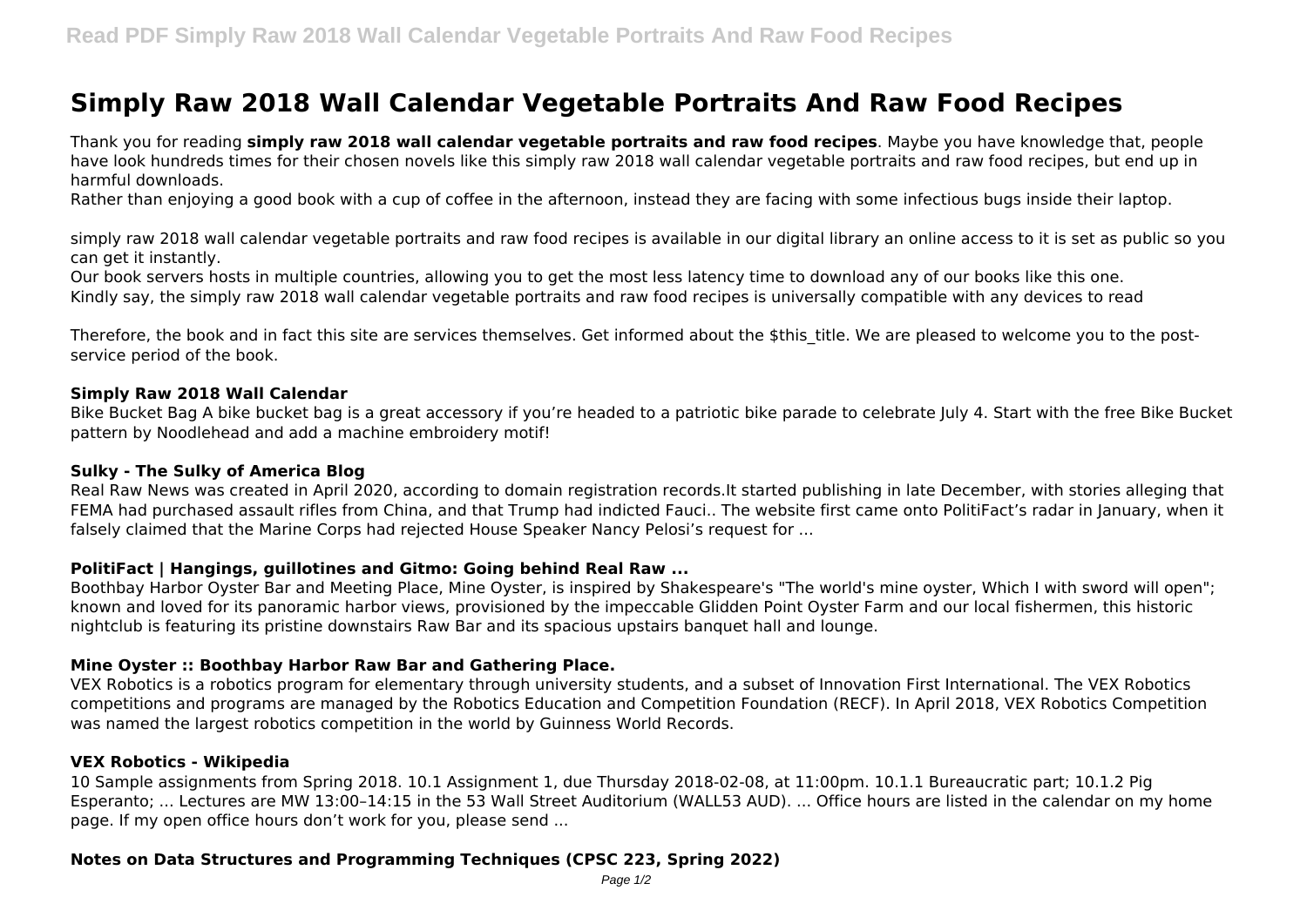# Simply Raw 2018 Wall Calendar Vegetable Portraits And Raw Food Recipes

Thank you for reading **simply raw 2018 wall calendar vegetable portraits and raw food recipes**. Maybe you have knowledge that, people have look hundreds times for their chosen novels like this simply raw 2018 wall calendar vegetable portraits and raw food recipes, but end up in harmful downloads.

Rather than enjoying a good book with a cup of coffee in the afternoon, instead they are facing with some infectious bugs inside their laptop.

simply raw 2018 wall calendar vegetable portraits and raw food recipes is available in our digital library an online access to it is set as public so you can get it instantly.

Our book servers hosts in multiple countries, allowing you to get the most less latency time to download any of our books like this one.

Kindly say, the simply raw 2018 wall calendar vegetable portraits and raw food recipes is universally compatible with any devices to read

Therefore, the book and in fact this site are services themselves. Get informed about the $this_title. We are pleased to welcome you to the post-service period of the book.

### Simply Raw 2018 Wall Calendar

Bike Bucket Bag A bike bucket bag is a great accessory if you're headed to a patriotic bike parade to celebrate July 4. Start with the free Bike Bucket pattern by Noodlehead and add a machine embroidery motif!

### Sulky - The Sulky of America Blog

Real Raw News was created in April 2020, according to domain registration records.It started publishing in late December, with stories alleging that FEMA had purchased assault rifles from China, and that Trump had indicted Fauci.. The website first came onto PolitiFact's radar in January, when it falsely claimed that the Marine Corps had rejected House Speaker Nancy Pelosi's request for ...

### PolitiFact | Hangings, guillotines and Gitmo: Going behind Real Raw ...

Boothbay Harbor Oyster Bar and Meeting Place, Mine Oyster, is inspired by Shakespeare's "The world's mine oyster, Which I with sword will open"; known and loved for its panoramic harbor views, provisioned by the impeccable Glidden Point Oyster Farm and our local fishermen, this historic nightclub is featuring its pristine downstairs Raw Bar and its spacious upstairs banquet hall and lounge.

### Mine Oyster :: Boothbay Harbor Raw Bar and Gathering Place.

VEX Robotics is a robotics program for elementary through university students, and a subset of Innovation First International. The VEX Robotics competitions and programs are managed by the Robotics Education and Competition Foundation (RECF). In April 2018, VEX Robotics Competition was named the largest robotics competition in the world by Guinness World Records.

### VEX Robotics - Wikipedia

10 Sample assignments from Spring 2018. 10.1 Assignment 1, due Thursday 2018-02-08, at 11:00pm. 10.1.1 Bureaucratic part; 10.1.2 Pig Esperanto; ... Lectures are MW 13:00–14:15 in the 53 Wall Street Auditorium (WALL53 AUD). ... Office hours are listed in the calendar on my home page. If my open office hours don't work for you, please send ...

### Notes on Data Structures and Programming Techniques (CPSC 223, Spring 2022)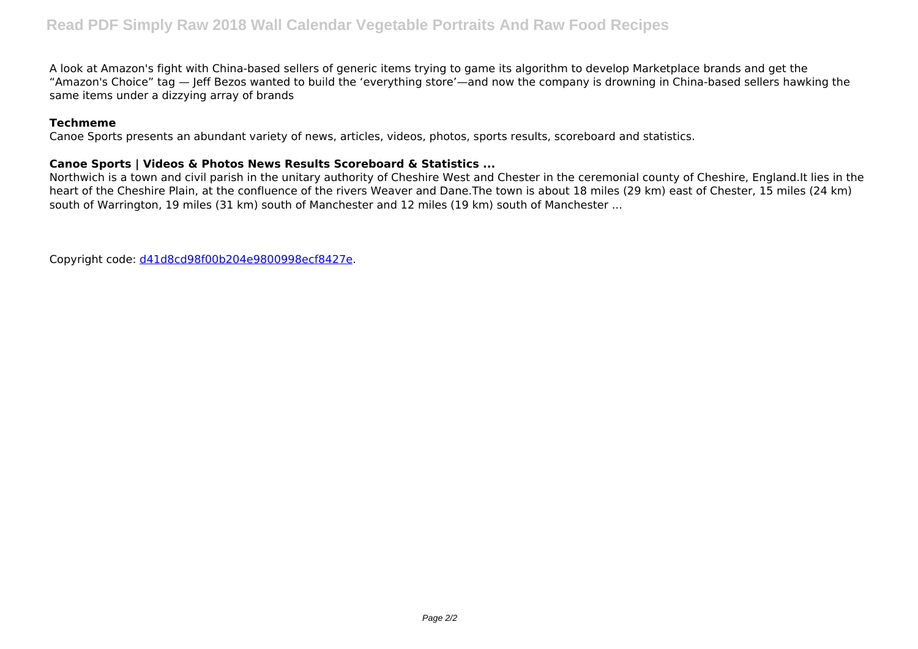A look at Amazon's fight with China-based sellers of generic items trying to game its algorithm to develop Marketplace brands and get the "Amazon's Choice" tag — Jeff Bezos wanted to build the 'everything store'—and now the company is drowning in China-based sellers hawking the same items under a dizzying array of brands

**Techmeme**

Canoe Sports presents an abundant variety of news, articles, videos, photos, sports results, scoreboard and statistics.

**Canoe Sports | Videos & Photos News Results Scoreboard & Statistics ...**

Northwich is a town and civil parish in the unitary authority of Cheshire West and Chester in the ceremonial county of Cheshire, England.It lies in the heart of the Cheshire Plain, at the confluence of the rivers Weaver and Dane.The town is about 18 miles (29 km) east of Chester, 15 miles (24 km) south of Warrington, 19 miles (31 km) south of Manchester and 12 miles (19 km) south of Manchester ...

Copyright code: d41d8cd98f00b204e9800998ecf8427e.